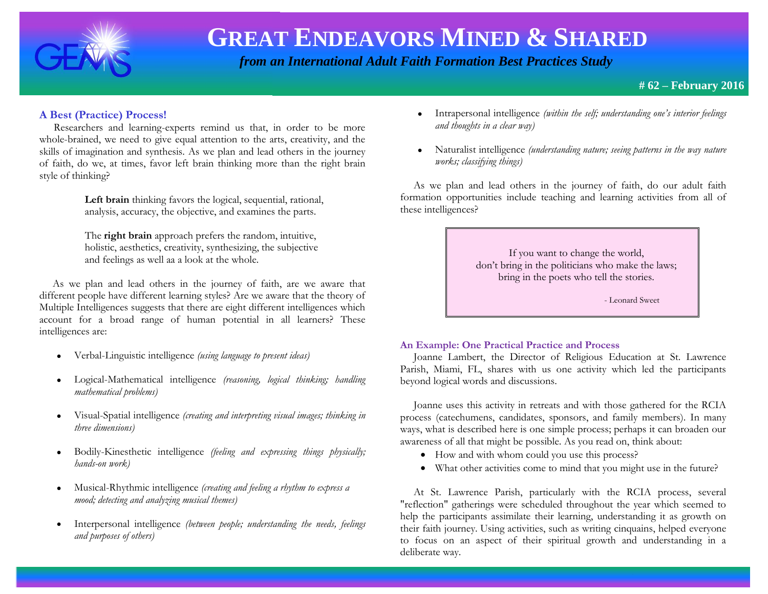# GREAT ENDEAVORS MINED & SHARED

*from an International Adult Faith Formation Best Practices Study*

**# 62 – February 2016**

### A Best (Practice) Process!

Researchers and learning-experts remind us that, in order to be more whole-brained, we need to give equal attention to the arts, creativity, and the skills of imagination and synthesis. As we plan and lead others in the journey of faith, do we, at times, favor left brain thinking more than the right brain style of thinking?

> **Left brain** thinking favors the logical, sequential, rational, analysis, accuracy, the objective, and examines the parts.
>
> The **right brain** approach prefers the random, intuitive, holistic, aesthetics, creativity, synthesizing, the subjective and feelings as well aa a look at the whole.

As we plan and lead others in the journey of faith, are we aware that different people have different learning styles? Are we aware that the theory of Multiple Intelligences suggests that there are eight different intelligences which account for a broad range of human potential in all learners? These intelligences are:

- Verbal-Linguistic intelligence *(using language to present ideas)*
- Logical-Mathematical intelligence *(reasoning, logical thinking; handling mathematical problems)*
- Visual-Spatial intelligence *(creating and interpreting visual images; thinking in three dimensions)*
- Bodily-Kinesthetic intelligence *(feeling and expressing things physically; hands-on work)*
- Musical-Rhythmic intelligence *(creating and feeling a rhythm to express a mood; detecting and analyzing musical themes)*
- Interpersonal intelligence *(between people; understanding the needs, feelings and purposes of others)*
- Intrapersonal intelligence *(within the self; understanding one's interior feelings and thoughts in a clear way)*
- Naturalist intelligence *(understanding nature; seeing patterns in the way nature works; classifying things)*

As we plan and lead others in the journey of faith, do our adult faith formation opportunities include teaching and learning activities from all of these intelligences?

> If you want to change the world,
> don't bring in the politicians who make the laws;
> bring in the poets who tell the stories.
>
> - Leonard Sweet

### An Example: One Practical Practice and Process

Joanne Lambert, the Director of Religious Education at St. Lawrence Parish, Miami, FL, shares with us one activity which led the participants beyond logical words and discussions.

Joanne uses this activity in retreats and with those gathered for the RCIA process (catechumens, candidates, sponsors, and family members). In many ways, what is described here is one simple process; perhaps it can broaden our awareness of all that might be possible. As you read on, think about:

- How and with whom could you use this process?
- What other activities come to mind that you might use in the future?

At St. Lawrence Parish, particularly with the RCIA process, several "reflection" gatherings were scheduled throughout the year which seemed to help the participants assimilate their learning, understanding it as growth on their faith journey. Using activities, such as writing cinquains, helped everyone to focus on an aspect of their spiritual growth and understanding in a deliberate way.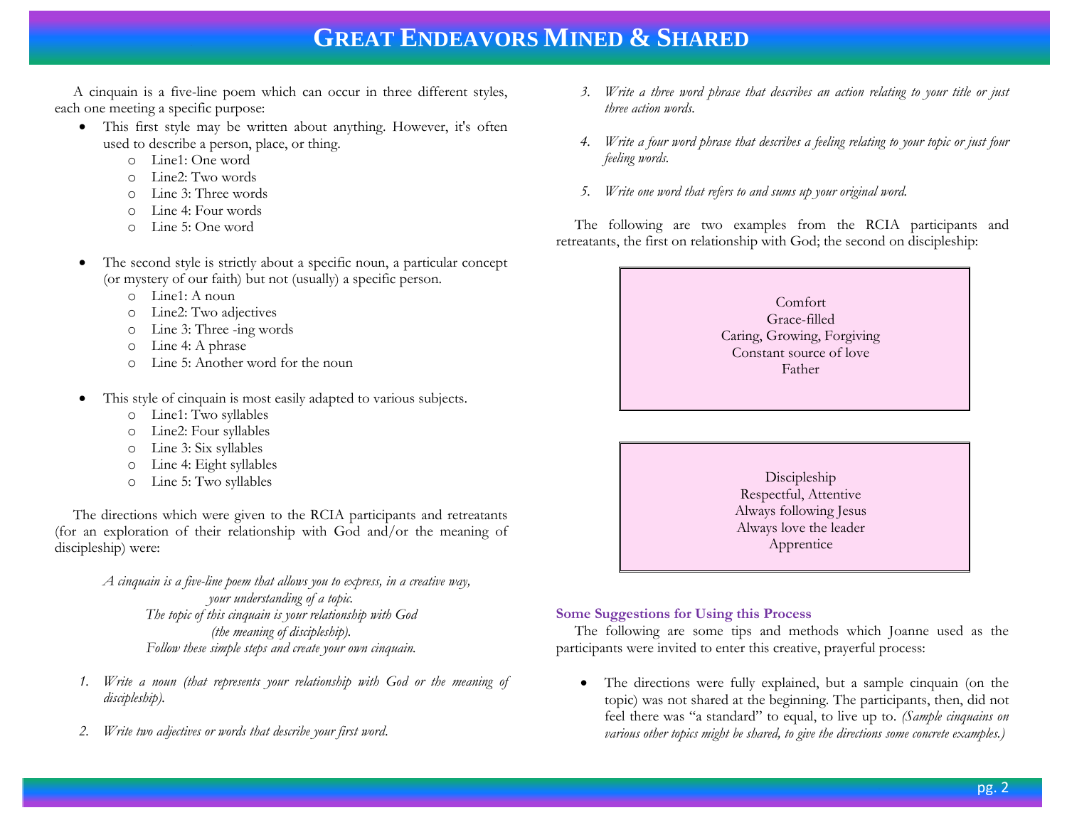A cinquain is a five-line poem which can occur in three different styles, each one meeting a specific purpose:

- This first style may be written about anything. However, it's often used to describe a person, place, or thing.
    - Line1: One word
    - Line2: Two words
    - Line 3: Three words
    - Line 4: Four words
    - Line 5: One word

- The second style is strictly about a specific noun, a particular concept (or mystery of our faith) but not (usually) a specific person.
    - Line1: A noun
    - Line2: Two adjectives
    - Line 3: Three -ing words
    - Line 4: A phrase
    - Line 5: Another word for the noun

- This style of cinquain is most easily adapted to various subjects.
    - Line1: Two syllables
    - Line2: Four syllables
    - Line 3: Six syllables
    - Line 4: Eight syllables
    - Line 5: Two syllables

The directions which were given to the RCIA participants and retreatants (for an exploration of their relationship with God and/or the meaning of discipleship) were:

*A cinquain is a five-line poem that allows you to express, in a creative way,*
*your understanding of a topic.*
*The topic of this cinquain is your relationship with God*
*(the meaning of discipleship).*
*Follow these simple steps and create your own cinquain.*

1. *Write a noun (that represents your relationship with God or the meaning of discipleship).*
2. *Write two adjectives or words that describe your first word.*
3. *Write a three word phrase that describes an action relating to your title or just three action words.*
4. *Write a four word phrase that describes a feeling relating to your topic or just four feeling words.*
5. *Write one word that refers to and sums up your original word.*

The following are two examples from the RCIA participants and retreatants, the first on relationship with God; the second on discipleship:

Comfort
Grace-filled
Caring, Growing, Forgiving
Constant source of love
Father

Discipleship
Respectful, Attentive
Always following Jesus
Always love the leader
Apprentice

### Some Suggestions for Using this Process

The following are some tips and methods which Joanne used as the participants were invited to enter this creative, prayerful process:

- The directions were fully explained, but a sample cinquain (on the topic) was not shared at the beginning. The participants, then, did not feel there was "a standard" to equal, to live up to. *(Sample cinquains on various other topics might be shared, to give the directions some concrete examples.)*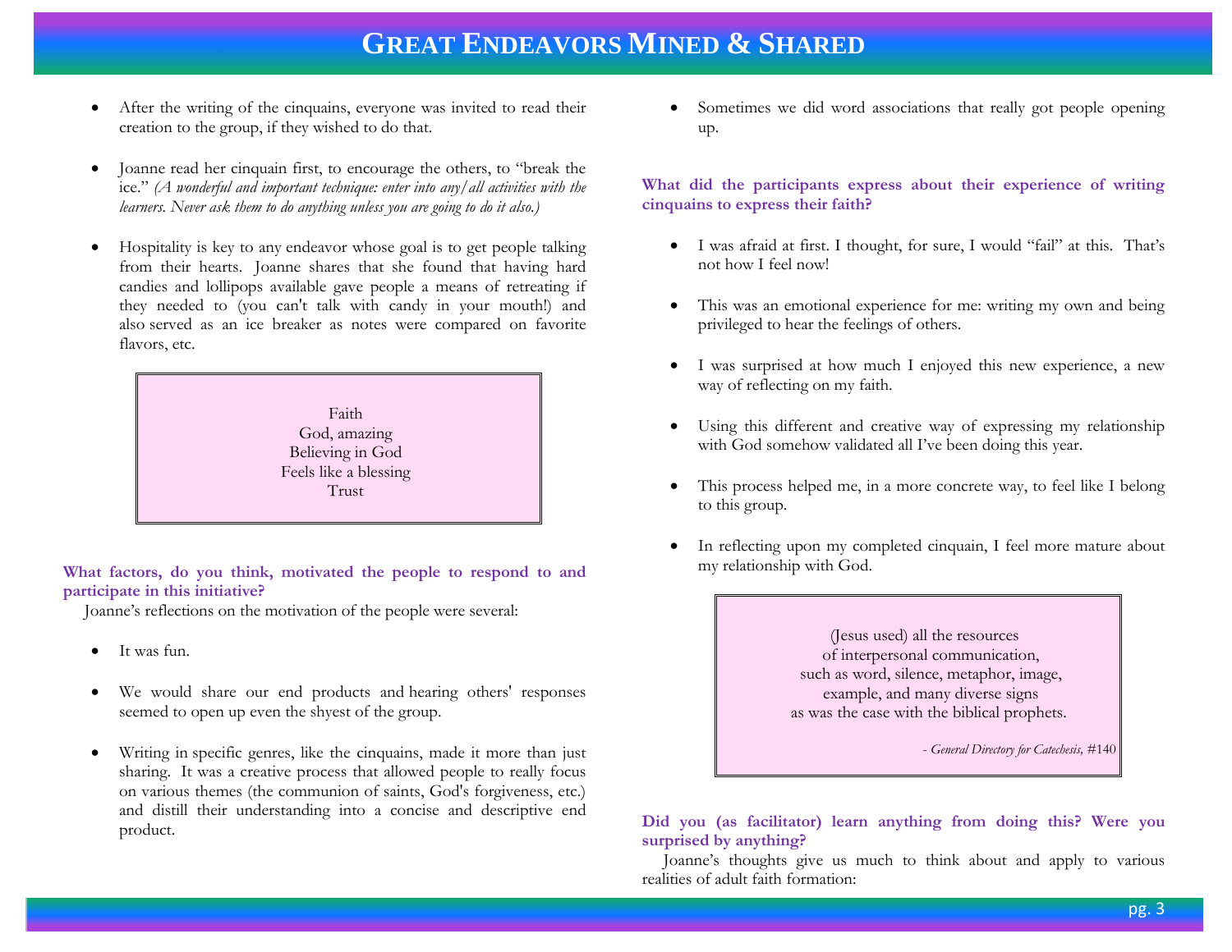- After the writing of the cinquains, everyone was invited to read their creation to the group, if they wished to do that.

- Joanne read her cinquain first, to encourage the others, to "break the ice." *(A wonderful and important technique: enter into any/all activities with the learners. Never ask them to do anything unless you are going to do it also.)*

- Hospitality is key to any endeavor whose goal is to get people talking from their hearts. Joanne shares that she found that having hard candies and lollipops available gave people a means of retreating if they needed to (you can't talk with candy in your mouth!) and also served as an ice breaker as notes were compared on favorite flavors, etc.

> Faith
> God, amazing
> Believing in God
> Feels like a blessing
> Trust

**What factors, do you think, motivated the people to respond to and participate in this initiative?**

Joanne's reflections on the motivation of the people were several:

- It was fun.

- We would share our end products and hearing others' responses seemed to open up even the shyest of the group.

- Writing in specific genres, like the cinquains, made it more than just sharing. It was a creative process that allowed people to really focus on various themes (the communion of saints, God's forgiveness, etc.) and distill their understanding into a concise and descriptive end product.

- Sometimes we did word associations that really got people opening up.

**What did the participants express about their experience of writing cinquains to express their faith?**

- I was afraid at first. I thought, for sure, I would "fail" at this. That's not how I feel now!

- This was an emotional experience for me: writing my own and being privileged to hear the feelings of others.

- I was surprised at how much I enjoyed this new experience, a new way of reflecting on my faith.

- Using this different and creative way of expressing my relationship with God somehow validated all I've been doing this year.

- This process helped me, in a more concrete way, to feel like I belong to this group.

- In reflecting upon my completed cinquain, I feel more mature about my relationship with God.

> (Jesus used) all the resources
> of interpersonal communication,
> such as word, silence, metaphor, image,
> example, and many diverse signs
> as was the case with the biblical prophets.
>
> *- General Directory for Catechesis,* #140

**Did you (as facilitator) learn anything from doing this? Were you surprised by anything?**

Joanne's thoughts give us much to think about and apply to various realities of adult faith formation: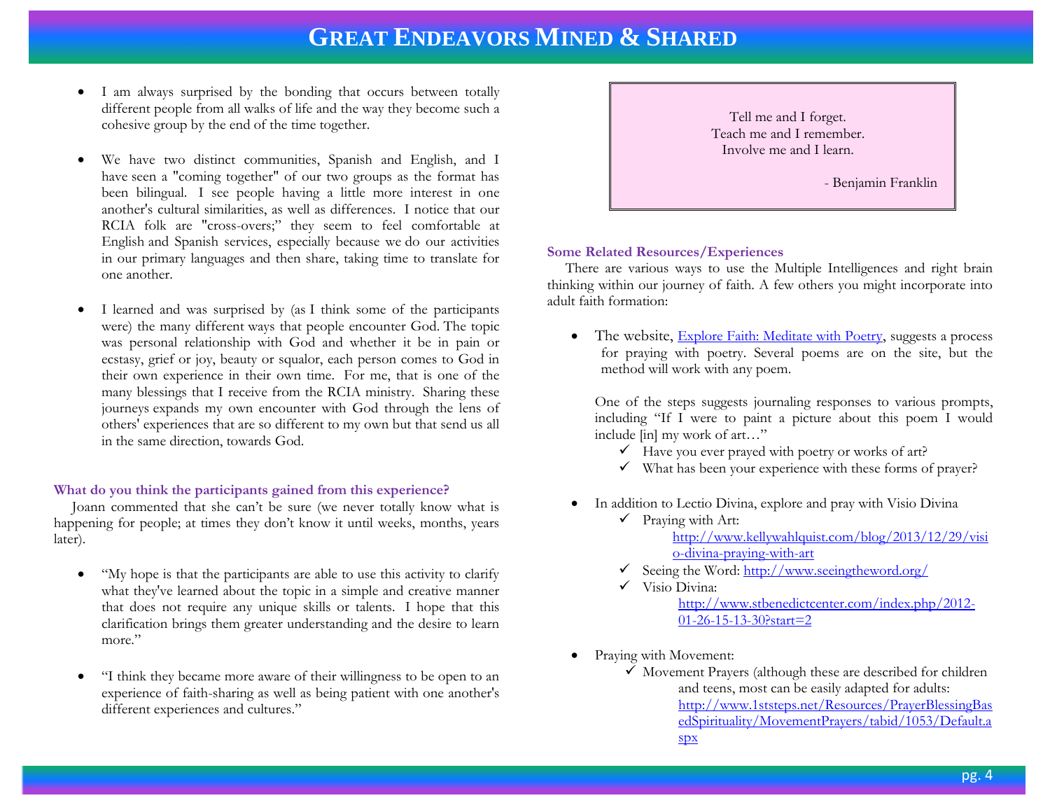- I am always surprised by the bonding that occurs between totally different people from all walks of life and the way they become such a cohesive group by the end of the time together.

- We have two distinct communities, Spanish and English, and I have seen a "coming together" of our two groups as the format has been bilingual. I see people having a little more interest in one another's cultural similarities, as well as differences. I notice that our RCIA folk are "cross-overs;" they seem to feel comfortable at English and Spanish services, especially because we do our activities in our primary languages and then share, taking time to translate for one another.

- I learned and was surprised by (as I think some of the participants were) the many different ways that people encounter God. The topic was personal relationship with God and whether it be in pain or ecstasy, grief or joy, beauty or squalor, each person comes to God in their own experience in their own time. For me, that is one of the many blessings that I receive from the RCIA ministry. Sharing these journeys expands my own encounter with God through the lens of others' experiences that are so different to my own but that send us all in the same direction, towards God.

**What do you think the participants gained from this experience?**

Joann commented that she can't be sure (we never totally know what is happening for people; at times they don't know it until weeks, months, years later).

- "My hope is that the participants are able to use this activity to clarify what they've learned about the topic in a simple and creative manner that does not require any unique skills or talents. I hope that this clarification brings them greater understanding and the desire to learn more."

- "I think they became more aware of their willingness to be open to an experience of faith-sharing as well as being patient with one another's different experiences and cultures."

> Tell me and I forget.
> Teach me and I remember.
> Involve me and I learn.
>
> - Benjamin Franklin

**Some Related Resources/Experiences**

There are various ways to use the Multiple Intelligences and right brain thinking within our journey of faith. A few others you might incorporate into adult faith formation:

- The website, Explore Faith: Meditate with Poetry, suggests a process for praying with poetry. Several poems are on the site, but the method will work with any poem.

  One of the steps suggests journaling responses to various prompts, including "If I were to paint a picture about this poem I would include [in] my work of art…"
  - ✓ Have you ever prayed with poetry or works of art?
  - ✓ What has been your experience with these forms of prayer?

- In addition to Lectio Divina, explore and pray with Visio Divina
  - ✓ Praying with Art: http://www.kellywahlquist.com/blog/2013/12/29/visio-divina-praying-with-art
  - ✓ Seeing the Word: http://www.seeingtheword.org/
  - ✓ Visio Divina: http://www.stbenedictcenter.com/index.php/2012-01-26-15-13-30?start=2

- Praying with Movement:
  - ✓ Movement Prayers (although these are described for children and teens, most can be easily adapted for adults: http://www.1ststeps.net/Resources/PrayerBlessingBasedSpirituality/MovementPrayers/tabid/1053/Default.aspx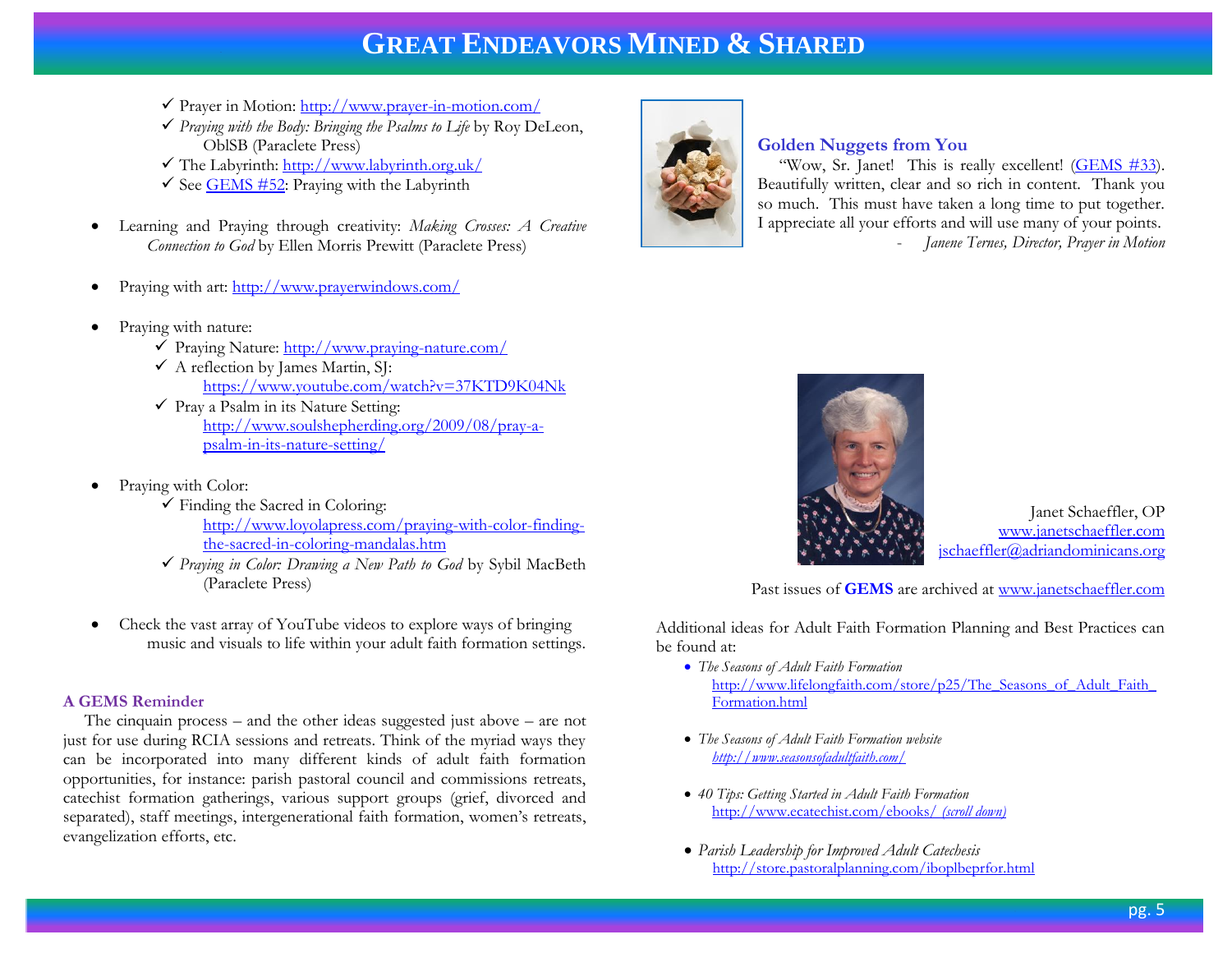- ✓ Prayer in Motion: http://www.prayer-in-motion.com/
- ✓ *Praying with the Body: Bringing the Psalms to Life* by Roy DeLeon, OblSB (Paraclete Press)
- ✓ The Labyrinth: http://www.labyrinth.org.uk/
- ✓ See GEMS #52: Praying with the Labyrinth

- Learning and Praying through creativity: *Making Crosses: A Creative Connection to God* by Ellen Morris Prewitt (Paraclete Press)

- Praying with art: http://www.prayerwindows.com/

- Praying with nature:
  - ✓ Praying Nature: http://www.praying-nature.com/
  - ✓ A reflection by James Martin, SJ: https://www.youtube.com/watch?v=37KTD9K04Nk
  - ✓ Pray a Psalm in its Nature Setting: http://www.soulshepherding.org/2009/08/pray-a-psalm-in-its-nature-setting/

- Praying with Color:
  - ✓ Finding the Sacred in Coloring: http://www.loyolapress.com/praying-with-color-finding-the-sacred-in-coloring-mandalas.htm
  - ✓ *Praying in Color: Drawing a New Path to God* by Sybil MacBeth (Paraclete Press)

- Check the vast array of YouTube videos to explore ways of bringing music and visuals to life within your adult faith formation settings.

### A GEMS Reminder

The cinquain process – and the other ideas suggested just above – are not just for use during RCIA sessions and retreats. Think of the myriad ways they can be incorporated into many different kinds of adult faith formation opportunities, for instance: parish pastoral council and commissions retreats, catechist formation gatherings, various support groups (grief, divorced and separated), staff meetings, intergenerational faith formation, women's retreats, evangelization efforts, etc.

### Golden Nuggets from You

"Wow, Sr. Janet! This is really excellent! (GEMS #33). Beautifully written, clear and so rich in content. Thank you so much. This must have taken a long time to put together. I appreciate all your efforts and will use many of your points.

- *Janene Ternes, Director, Prayer in Motion*

Janet Schaeffler, OP
www.janetschaeffler.com
jschaeffler@adriandominicans.org

Past issues of **GEMS** are archived at www.janetschaeffler.com

Additional ideas for Adult Faith Formation Planning and Best Practices can be found at:

- *The Seasons of Adult Faith Formation*
  http://www.lifelongfaith.com/store/p25/The_Seasons_of_Adult_Faith_Formation.html

- *The Seasons of Adult Faith Formation website*
  *http://www.seasonsofadultfaith.com/*

- *40 Tips: Getting Started in Adult Faith Formation*
  http://www.ecatechist.com/ebooks/ *(scroll down)*

- *Parish Leadership for Improved Adult Catechesis*
  http://store.pastoralplanning.com/iboplbeprfor.html